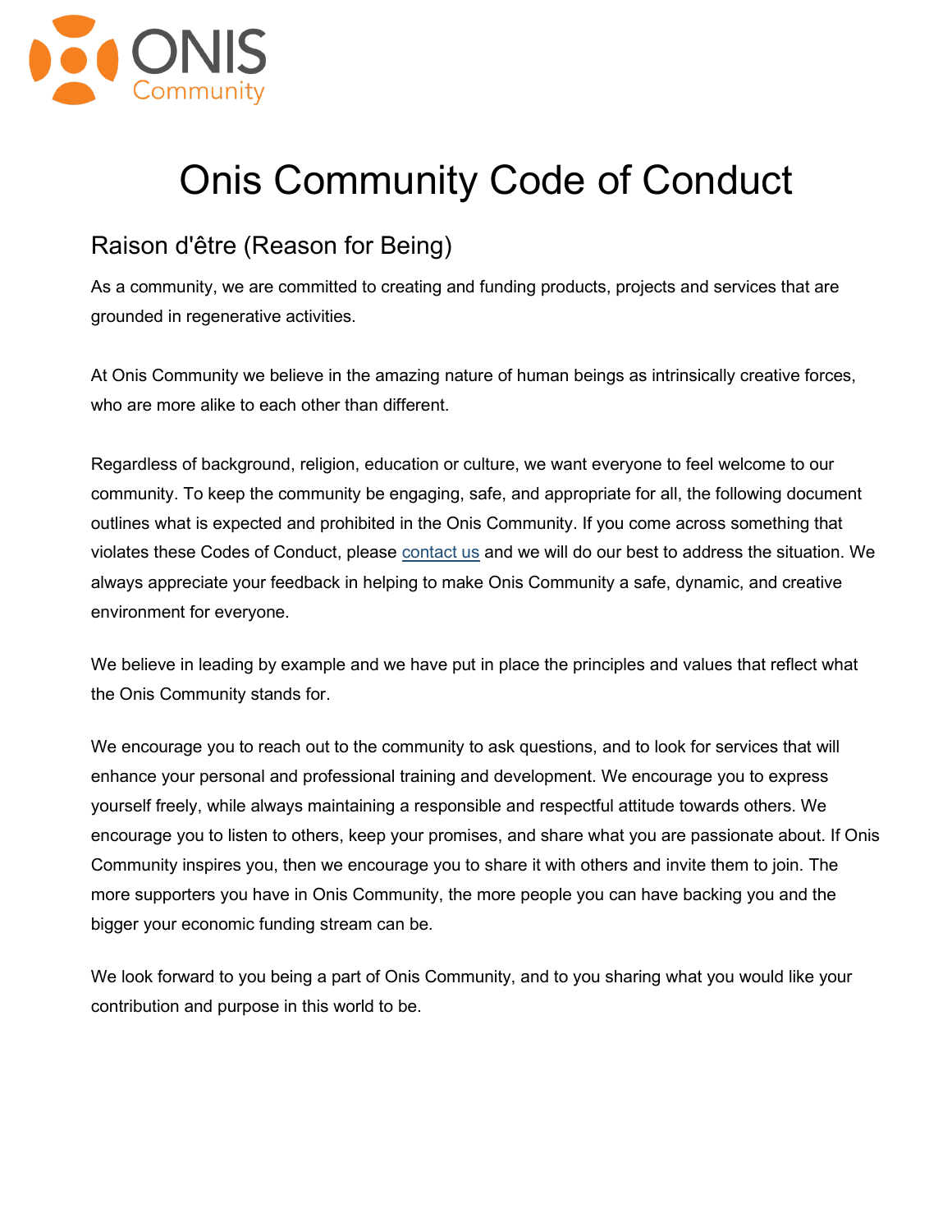# Onis Community Code of Conduct

## Raison d'être (Reason for Being)

As a community, we are committed to creating and funding products, projects and services that are grounded in regenerative activities.

At Onis Community we believe in the amazing nature of human beings as intrinsically creative forces, who are more alike to each other than different.

Regardless of background, religion, education or culture, we want everyone to feel welcome to our community. To keep the community be engaging, safe, and appropriate for all, the following document outlines what is expected and prohibited in the Onis Community. If you come across something that violates these Codes of Conduct, please contact us and we will do our best to address the situation. We always appreciate your feedback in helping to make Onis Community a safe, dynamic, and creative environment for everyone.

We believe in leading by example and we have put in place the principles and values that reflect what the Onis Community stands for.

We encourage you to reach out to the community to ask questions, and to look for services that will enhance your personal and professional training and development. We encourage you to express yourself freely, while always maintaining a responsible and respectful attitude towards others. We encourage you to listen to others, keep your promises, and share what you are passionate about. If Onis Community inspires you, then we encourage you to share it with others and invite them to join. The more supporters you have in Onis Community, the more people you can have backing you and the bigger your economic funding stream can be.

We look forward to you being a part of Onis Community, and to you sharing what you would like your contribution and purpose in this world to be.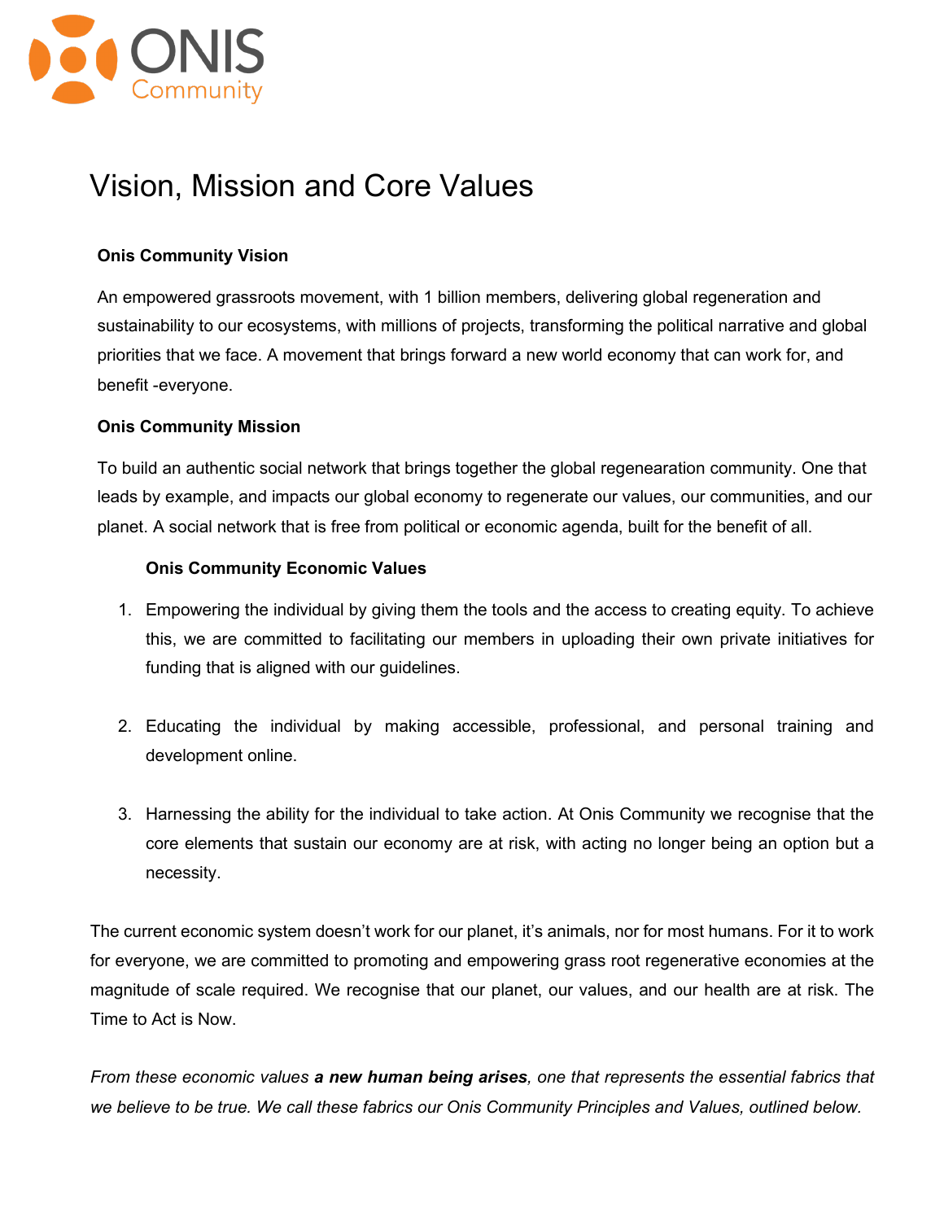# Vision, Mission and Core Values

**Onis Community Vision**

An empowered grassroots movement, with 1 billion members, delivering global regeneration and sustainability to our ecosystems, with millions of projects, transforming the political narrative and global priorities that we face. A movement that brings forward a new world economy that can work for, and benefit -everyone.

**Onis Community Mission**

To build an authentic social network that brings together the global regenearation community. One that leads by example, and impacts our global economy to regenerate our values, our communities, and our planet. A social network that is free from political or economic agenda, built for the benefit of all.

**Onis Community Economic Values**

1. Empowering the individual by giving them the tools and the access to creating equity. To achieve this, we are committed to facilitating our members in uploading their own private initiatives for funding that is aligned with our guidelines.

2. Educating the individual by making accessible, professional, and personal training and development online.

3. Harnessing the ability for the individual to take action. At Onis Community we recognise that the core elements that sustain our economy are at risk, with acting no longer being an option but a necessity.

The current economic system doesn't work for our planet, it's animals, nor for most humans. For it to work for everyone, we are committed to promoting and empowering grass root regenerative economies at the magnitude of scale required. We recognise that our planet, our values, and our health are at risk. The Time to Act is Now.

*From these economic values **a new human being arises**, one that represents the essential fabrics that we believe to be true. We call these fabrics our Onis Community Principles and Values, outlined below.*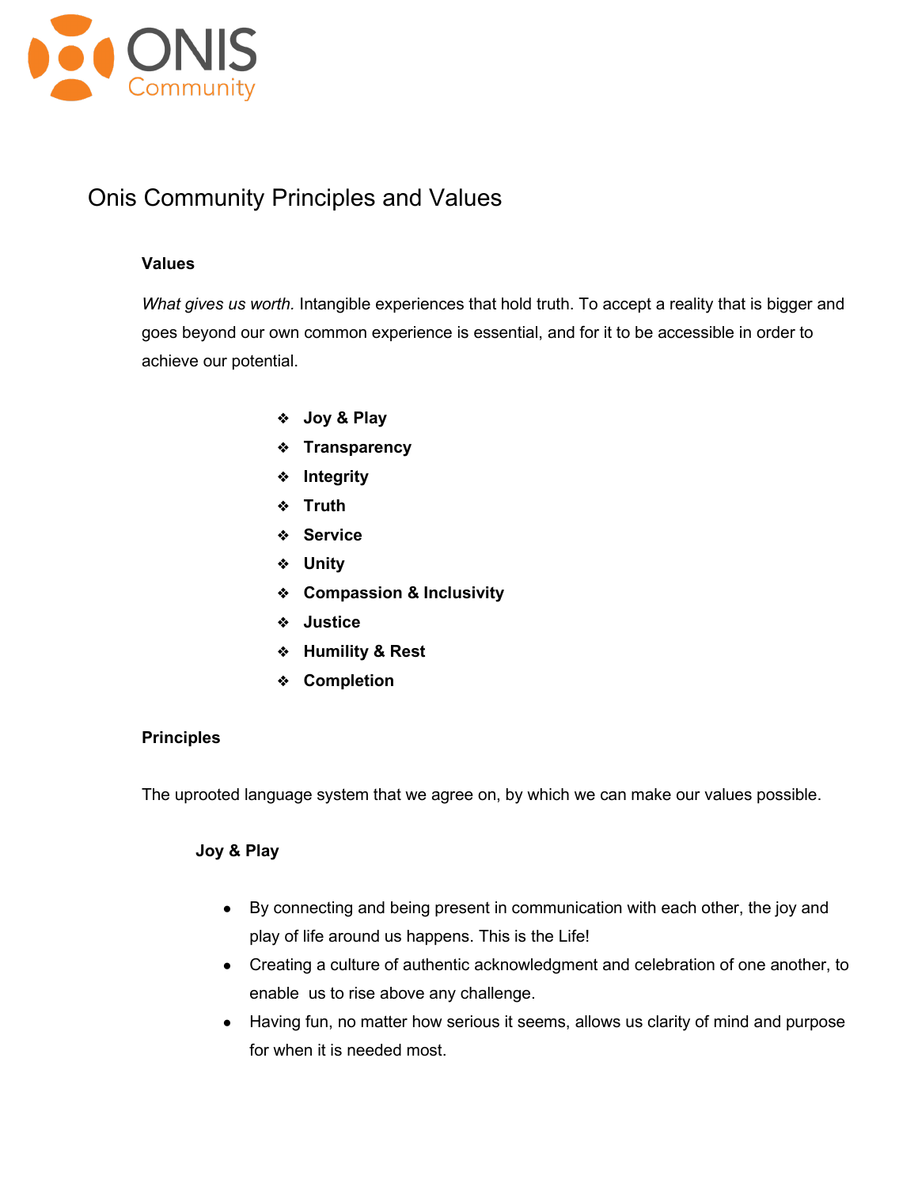# Onis Community Principles and Values

### Values

*What gives us worth.* Intangible experiences that hold truth. To accept a reality that is bigger and goes beyond our own common experience is essential, and for it to be accessible in order to achieve our potential.

- **Joy & Play**
- **Transparency**
- **Integrity**
- **Truth**
- **Service**
- **Unity**
- **Compassion & Inclusivity**
- **Justice**
- **Humility & Rest**
- **Completion**

### Principles

The uprooted language system that we agree on, by which we can make our values possible.

#### Joy & Play

- By connecting and being present in communication with each other, the joy and play of life around us happens. This is the Life!
- Creating a culture of authentic acknowledgment and celebration of one another, to enable us to rise above any challenge.
- Having fun, no matter how serious it seems, allows us clarity of mind and purpose for when it is needed most.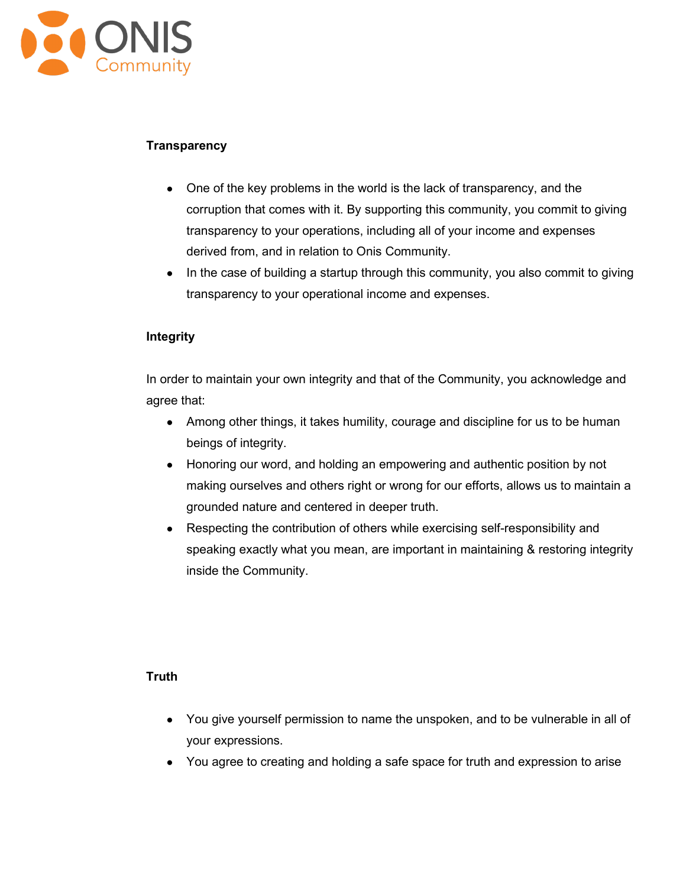**Transparency**

- One of the key problems in the world is the lack of transparency, and the corruption that comes with it. By supporting this community, you commit to giving transparency to your operations, including all of your income and expenses derived from, and in relation to Onis Community.
- In the case of building a startup through this community, you also commit to giving transparency to your operational income and expenses.

**Integrity**

In order to maintain your own integrity and that of the Community, you acknowledge and agree that:

- Among other things, it takes humility, courage and discipline for us to be human beings of integrity.
- Honoring our word, and holding an empowering and authentic position by not making ourselves and others right or wrong for our efforts, allows us to maintain a grounded nature and centered in deeper truth.
- Respecting the contribution of others while exercising self-responsibility and speaking exactly what you mean, are important in maintaining & restoring integrity inside the Community.

**Truth**

- You give yourself permission to name the unspoken, and to be vulnerable in all of your expressions.
- You agree to creating and holding a safe space for truth and expression to arise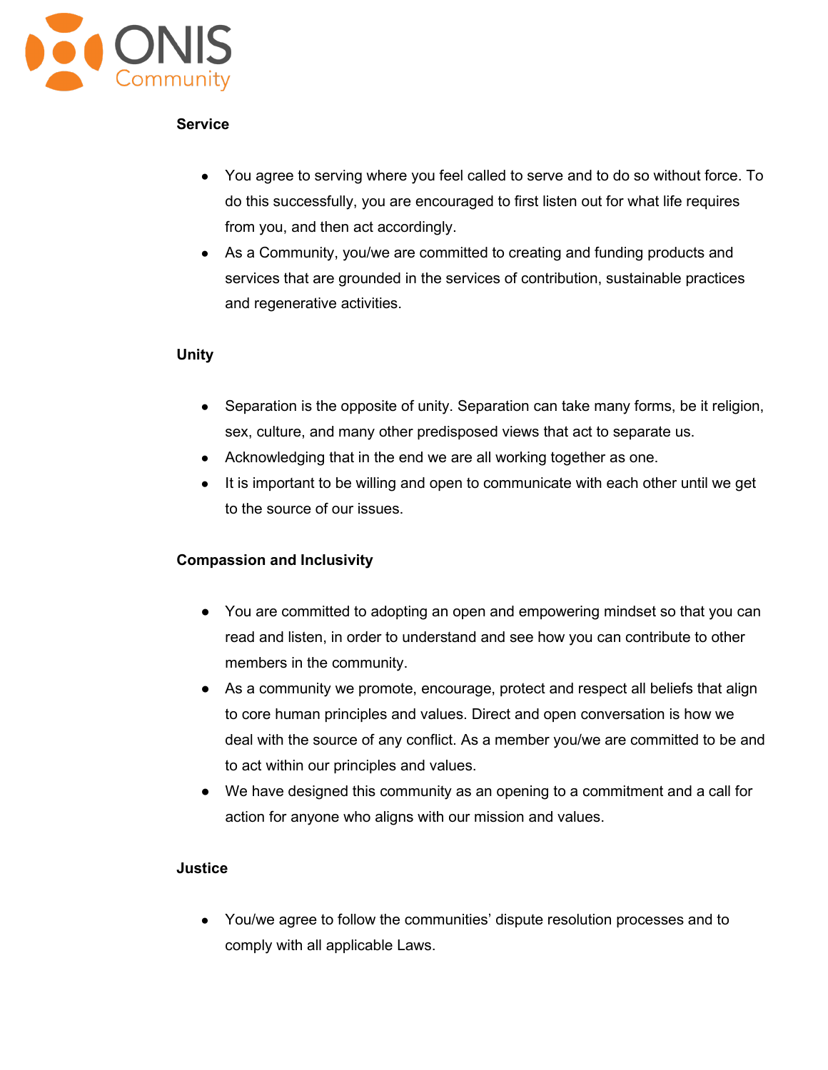**Service**

- You agree to serving where you feel called to serve and to do so without force. To do this successfully, you are encouraged to first listen out for what life requires from you, and then act accordingly.
- As a Community, you/we are committed to creating and funding products and services that are grounded in the services of contribution, sustainable practices and regenerative activities.

**Unity**

- Separation is the opposite of unity. Separation can take many forms, be it religion, sex, culture, and many other predisposed views that act to separate us.
- Acknowledging that in the end we are all working together as one.
- It is important to be willing and open to communicate with each other until we get to the source of our issues.

**Compassion and Inclusivity**

- You are committed to adopting an open and empowering mindset so that you can read and listen, in order to understand and see how you can contribute to other members in the community.
- As a community we promote, encourage, protect and respect all beliefs that align to core human principles and values. Direct and open conversation is how we deal with the source of any conflict. As a member you/we are committed to be and to act within our principles and values.
- We have designed this community as an opening to a commitment and a call for action for anyone who aligns with our mission and values.

**Justice**

- You/we agree to follow the communities' dispute resolution processes and to comply with all applicable Laws.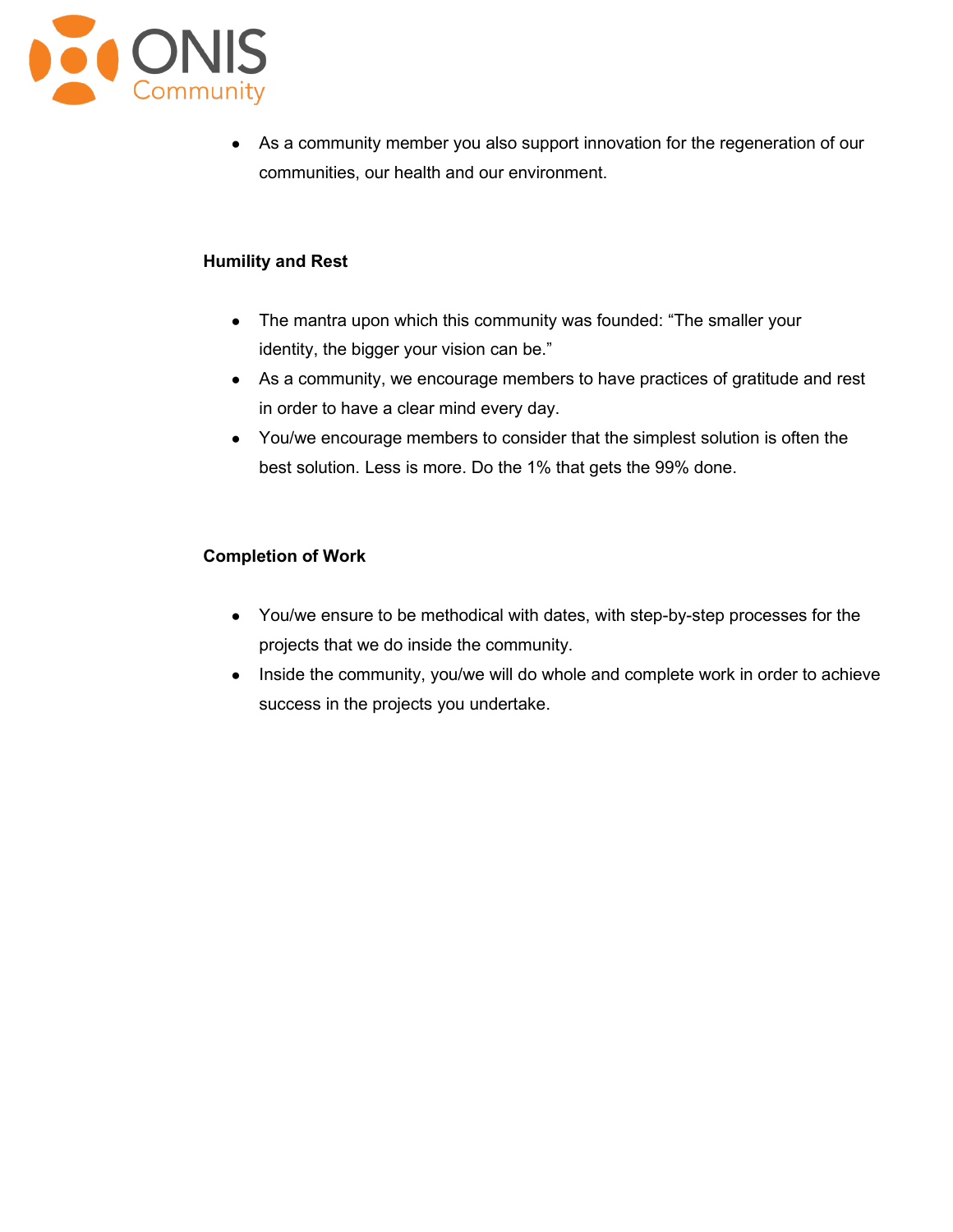- As a community member you also support innovation for the regeneration of our communities, our health and our environment.

**Humility and Rest**

- The mantra upon which this community was founded: “The smaller your identity, the bigger your vision can be.”
- As a community, we encourage members to have practices of gratitude and rest in order to have a clear mind every day.
- You/we encourage members to consider that the simplest solution is often the best solution. Less is more. Do the 1% that gets the 99% done.

**Completion of Work**

- You/we ensure to be methodical with dates, with step-by-step processes for the projects that we do inside the community.
- Inside the community, you/we will do whole and complete work in order to achieve success in the projects you undertake.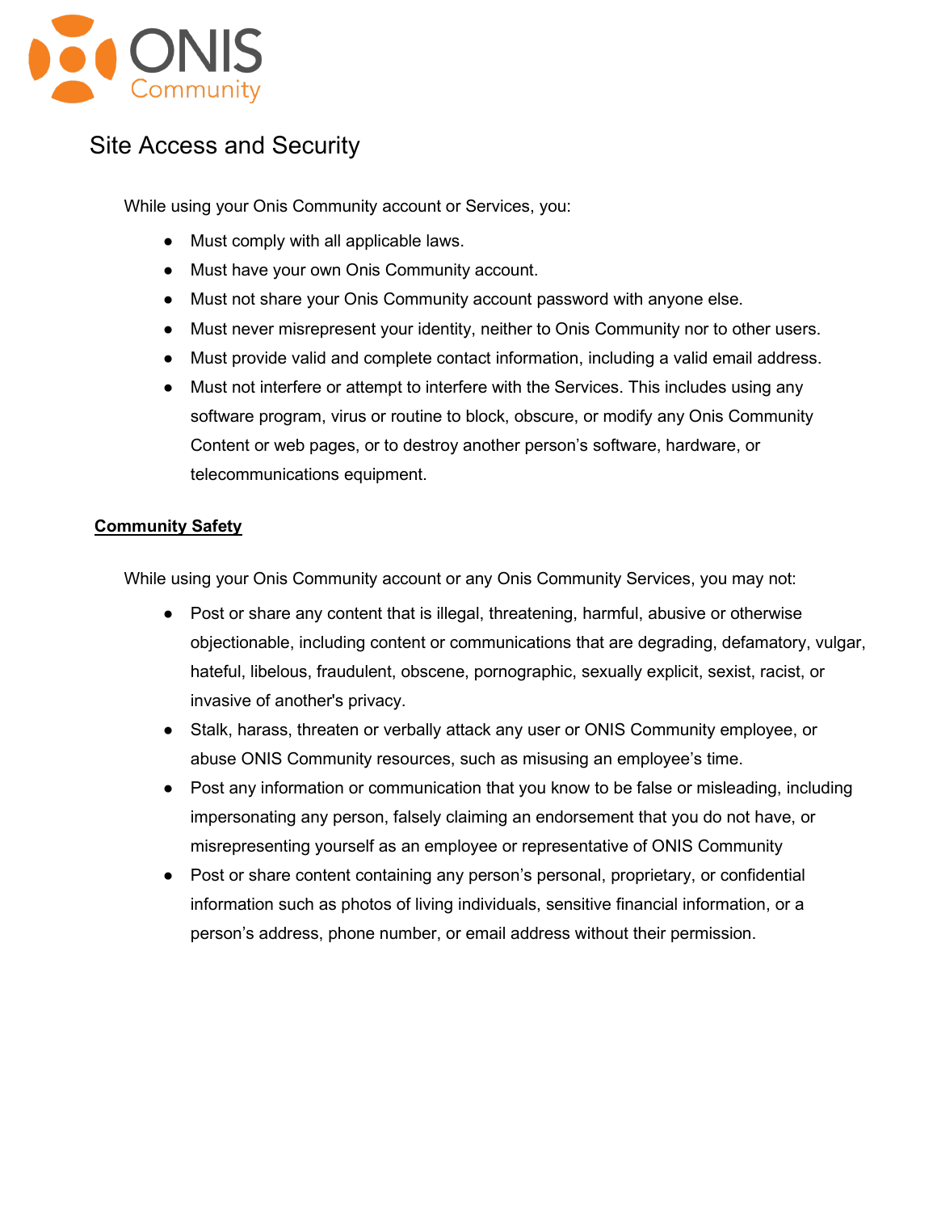## Site Access and Security

While using your Onis Community account or Services, you:

- Must comply with all applicable laws.
- Must have your own Onis Community account.
- Must not share your Onis Community account password with anyone else.
- Must never misrepresent your identity, neither to Onis Community nor to other users.
- Must provide valid and complete contact information, including a valid email address.
- Must not interfere or attempt to interfere with the Services. This includes using any software program, virus or routine to block, obscure, or modify any Onis Community Content or web pages, or to destroy another person's software, hardware, or telecommunications equipment.

### Community Safety

While using your Onis Community account or any Onis Community Services, you may not:

- Post or share any content that is illegal, threatening, harmful, abusive or otherwise objectionable, including content or communications that are degrading, defamatory, vulgar, hateful, libelous, fraudulent, obscene, pornographic, sexually explicit, sexist, racist, or invasive of another's privacy.
- Stalk, harass, threaten or verbally attack any user or ONIS Community employee, or abuse ONIS Community resources, such as misusing an employee's time.
- Post any information or communication that you know to be false or misleading, including impersonating any person, falsely claiming an endorsement that you do not have, or misrepresenting yourself as an employee or representative of ONIS Community
- Post or share content containing any person's personal, proprietary, or confidential information such as photos of living individuals, sensitive financial information, or a person's address, phone number, or email address without their permission.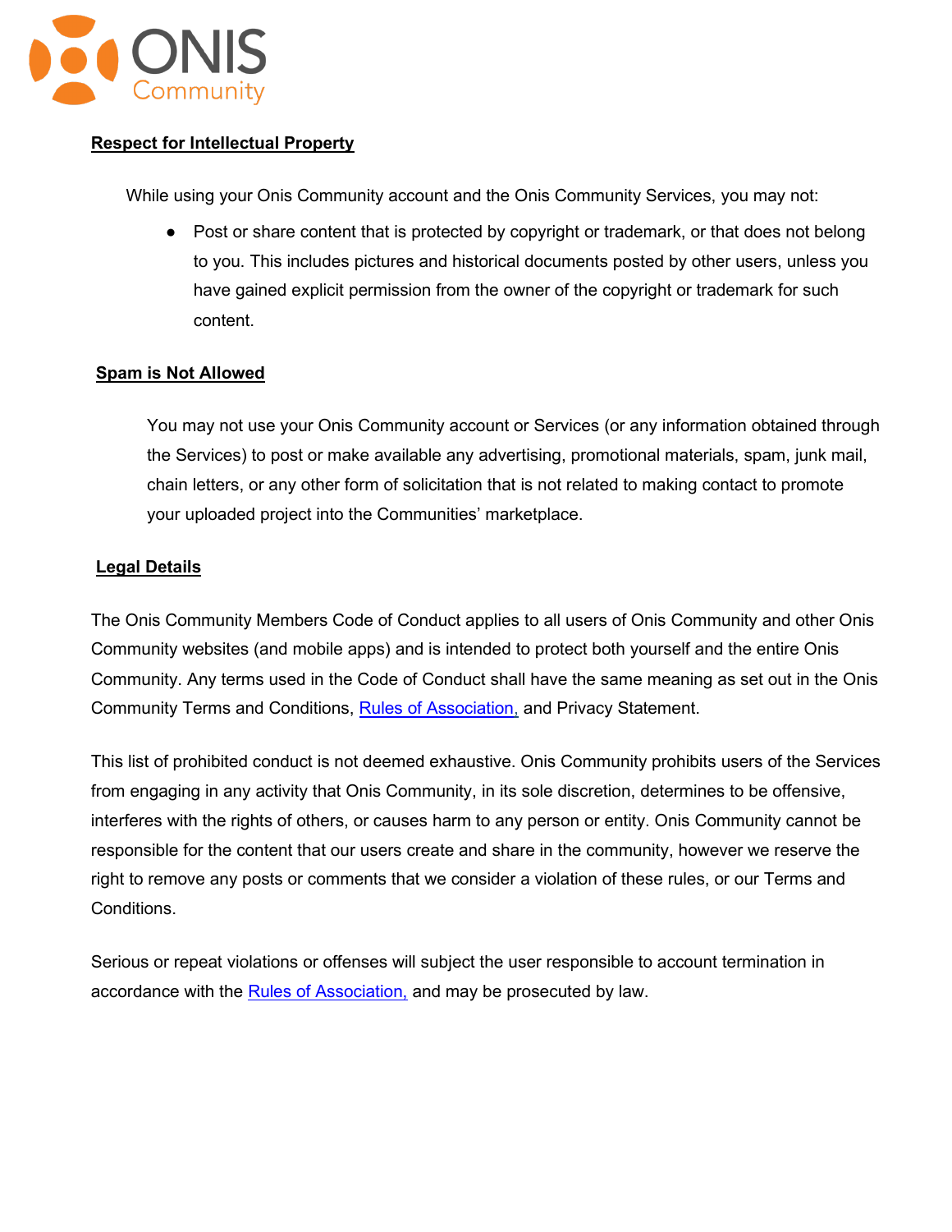## Respect for Intellectual Property

While using your Onis Community account and the Onis Community Services, you may not:

- Post or share content that is protected by copyright or trademark, or that does not belong to you. This includes pictures and historical documents posted by other users, unless you have gained explicit permission from the owner of the copyright or trademark for such content.

## Spam is Not Allowed

You may not use your Onis Community account or Services (or any information obtained through the Services) to post or make available any advertising, promotional materials, spam, junk mail, chain letters, or any other form of solicitation that is not related to making contact to promote your uploaded project into the Communities' marketplace.

## Legal Details

The Onis Community Members Code of Conduct applies to all users of Onis Community and other Onis Community websites (and mobile apps) and is intended to protect both yourself and the entire Onis Community. Any terms used in the Code of Conduct shall have the same meaning as set out in the Onis Community Terms and Conditions, Rules of Association, and Privacy Statement.

This list of prohibited conduct is not deemed exhaustive. Onis Community prohibits users of the Services from engaging in any activity that Onis Community, in its sole discretion, determines to be offensive, interferes with the rights of others, or causes harm to any person or entity. Onis Community cannot be responsible for the content that our users create and share in the community, however we reserve the right to remove any posts or comments that we consider a violation of these rules, or our Terms and Conditions.

Serious or repeat violations or offenses will subject the user responsible to account termination in accordance with the Rules of Association, and may be prosecuted by law.